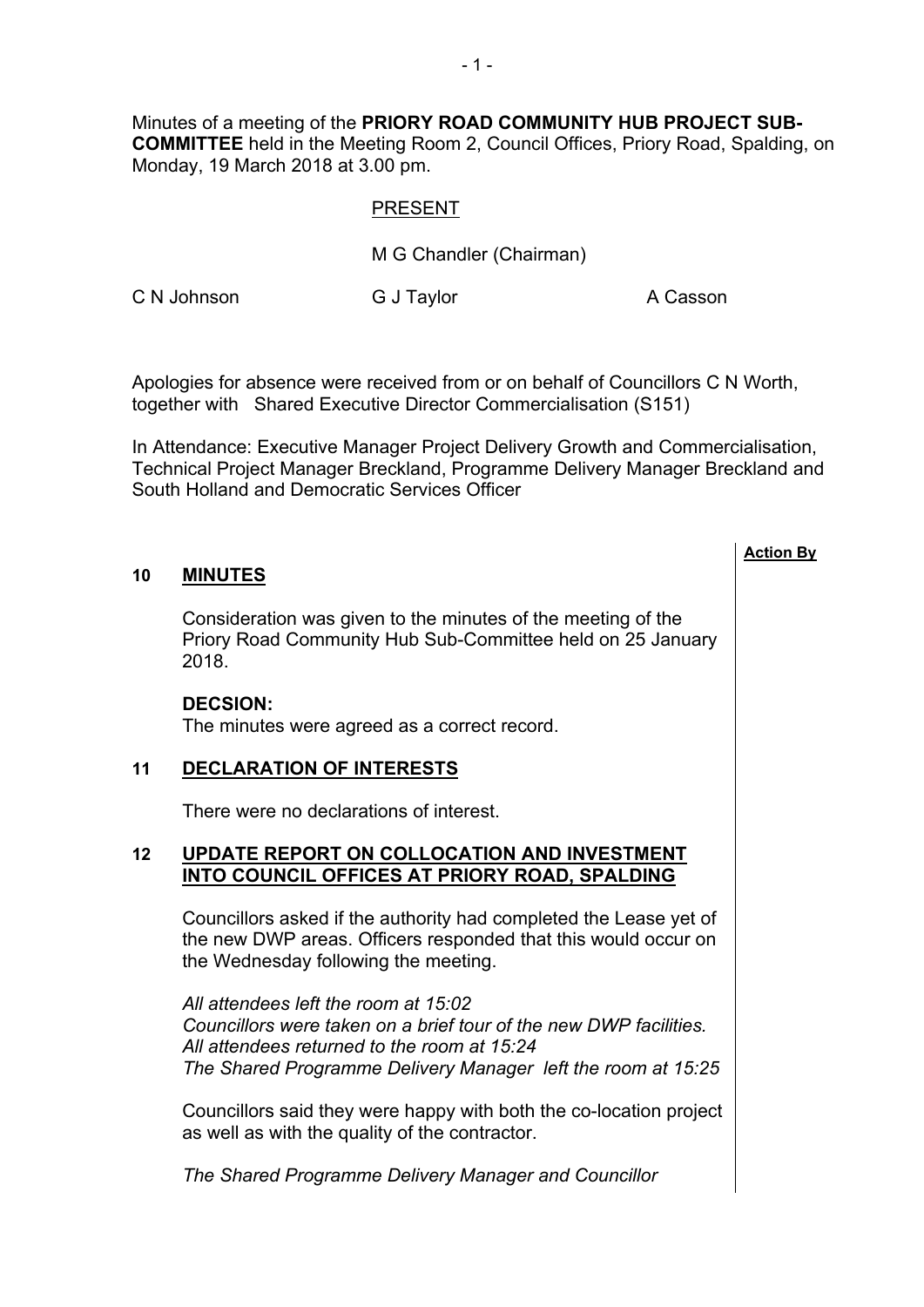Minutes of a meeting of the **PRIORY ROAD COMMUNITY HUB PROJECT SUB-COMMITTEE** held in the Meeting Room 2, Council Offices, Priory Road, Spalding, on Monday, 19 March 2018 at 3.00 pm.

PRESENT

M G Chandler (Chairman)

C N Johnson G J Taylor A Casson

Apologies for absence were received from or on behalf of Councillors C N Worth, together with Shared Executive Director Commercialisation (S151)

In Attendance: Executive Manager Project Delivery Growth and Commercialisation, Technical Project Manager Breckland, Programme Delivery Manager Breckland and South Holland and Democratic Services Officer

**Action By**

## 10 MINUTES

Consideration was given to the minutes of the meeting of the Priory Road Community Hub Sub-Committee held on 25 January 2018.

**DECSION:**
The minutes were agreed as a correct record.

## 11 DECLARATION OF INTERESTS

There were no declarations of interest.

## 12 UPDATE REPORT ON COLLOCATION AND INVESTMENT INTO COUNCIL OFFICES AT PRIORY ROAD, SPALDING

Councillors asked if the authority had completed the Lease yet of the new DWP areas. Officers responded that this would occur on the Wednesday following the meeting.

*All attendees left the room at 15:02*
*Councillors were taken on a brief tour of the new DWP facilities.*
*All attendees returned to the room at 15:24*
*The Shared Programme Delivery Manager left the room at 15:25*

Councillors said they were happy with both the co-location project as well as with the quality of the contractor.

*The Shared Programme Delivery Manager and Councillor*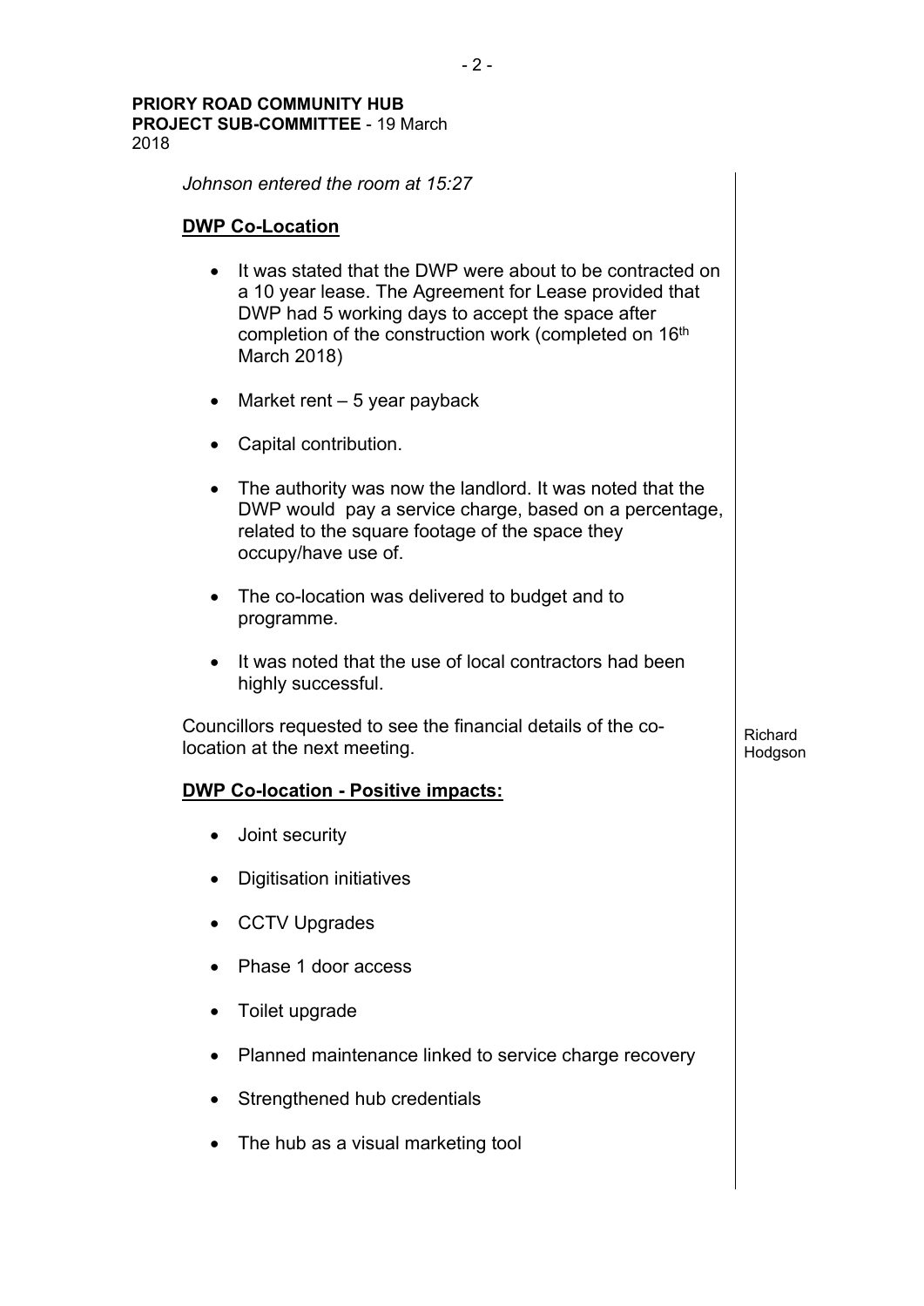*Johnson entered the room at 15:27*

**DWP Co-Location**

- It was stated that the DWP were about to be contracted on a 10 year lease. The Agreement for Lease provided that DWP had 5 working days to accept the space after completion of the construction work (completed on 16th March 2018)
- Market rent – 5 year payback
- Capital contribution.
- The authority was now the landlord. It was noted that the DWP would pay a service charge, based on a percentage, related to the square footage of the space they occupy/have use of.
- The co-location was delivered to budget and to programme.
- It was noted that the use of local contractors had been highly successful.

Councillors requested to see the financial details of the co-location at the next meeting. — Richard Hodgson

**DWP Co-location - Positive impacts:**

- Joint security
- Digitisation initiatives
- CCTV Upgrades
- Phase 1 door access
- Toilet upgrade
- Planned maintenance linked to service charge recovery
- Strengthened hub credentials
- The hub as a visual marketing tool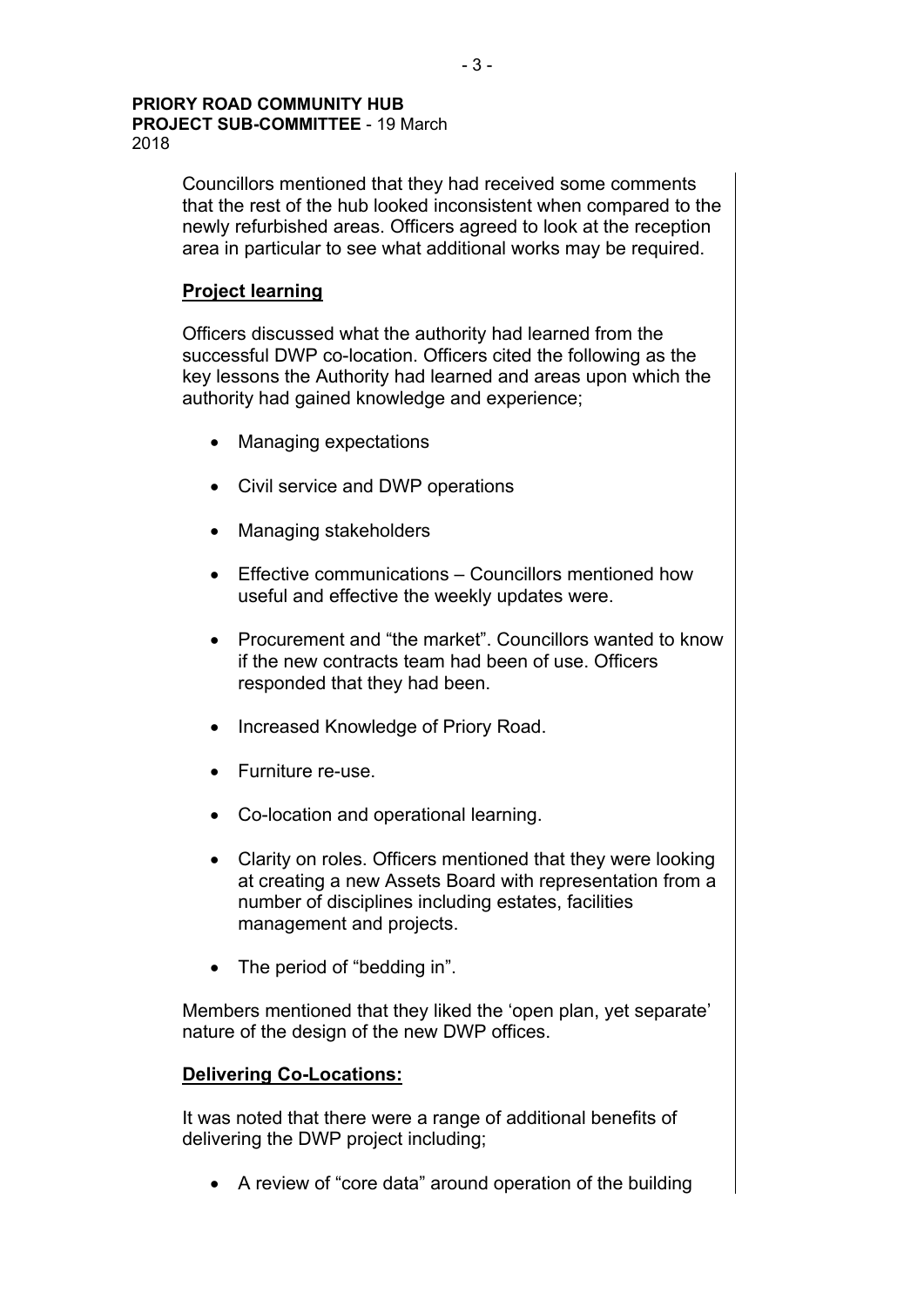Councillors mentioned that they had received some comments that the rest of the hub looked inconsistent when compared to the newly refurbished areas. Officers agreed to look at the reception area in particular to see what additional works may be required.

**Project learning**

Officers discussed what the authority had learned from the successful DWP co-location. Officers cited the following as the key lessons the Authority had learned and areas upon which the authority had gained knowledge and experience;

- Managing expectations
- Civil service and DWP operations
- Managing stakeholders
- Effective communications – Councillors mentioned how useful and effective the weekly updates were.
- Procurement and "the market". Councillors wanted to know if the new contracts team had been of use. Officers responded that they had been.
- Increased Knowledge of Priory Road.
- Furniture re-use.
- Co-location and operational learning.
- Clarity on roles. Officers mentioned that they were looking at creating a new Assets Board with representation from a number of disciplines including estates, facilities management and projects.
- The period of "bedding in".

Members mentioned that they liked the 'open plan, yet separate' nature of the design of the new DWP offices.

**Delivering Co-Locations:**

It was noted that there were a range of additional benefits of delivering the DWP project including;

- A review of "core data" around operation of the building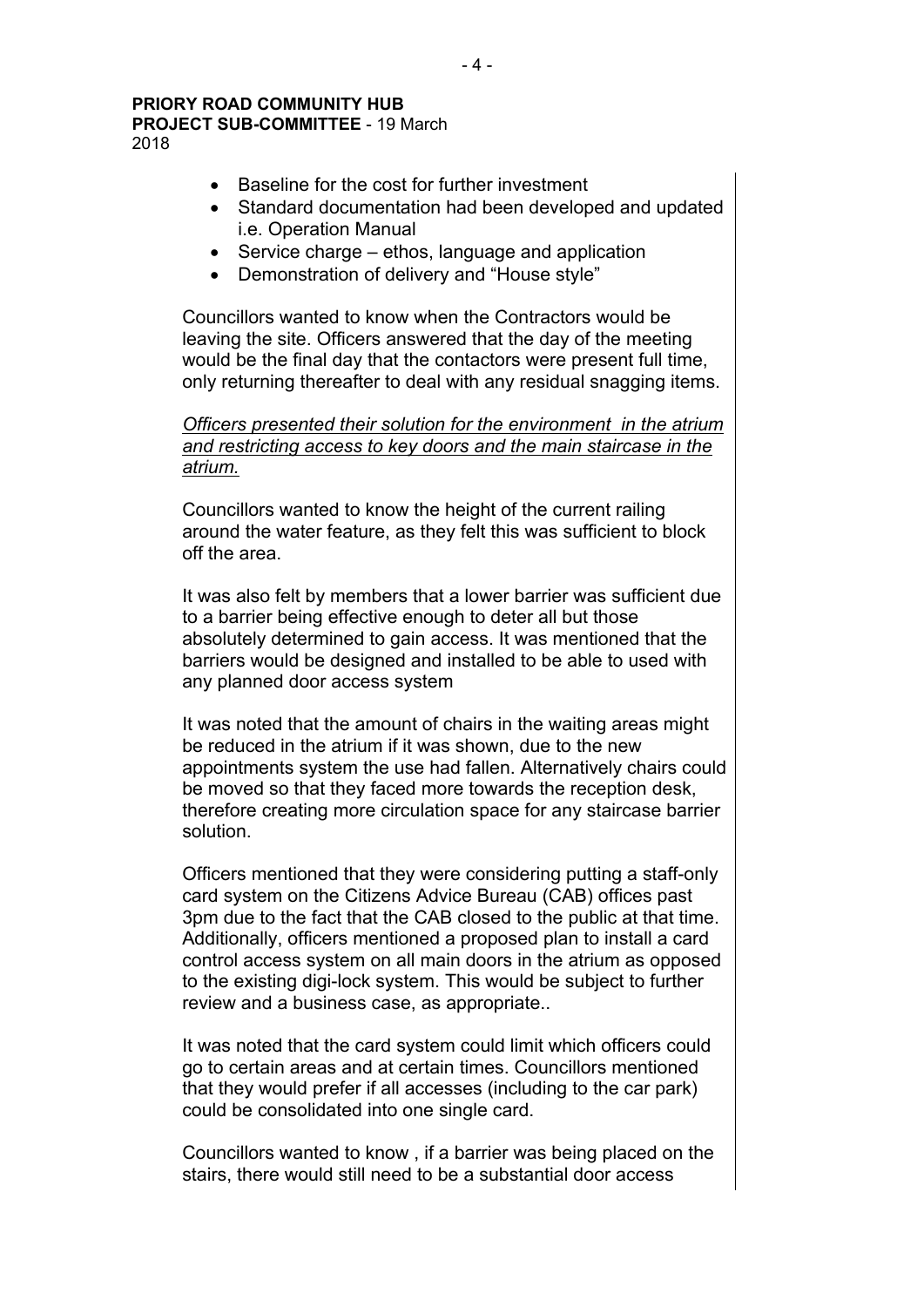- Baseline for the cost for further investment
- Standard documentation had been developed and updated i.e. Operation Manual
- Service charge – ethos, language and application
- Demonstration of delivery and "House style"

Councillors wanted to know when the Contractors would be leaving the site. Officers answered that the day of the meeting would be the final day that the contactors were present full time, only returning thereafter to deal with any residual snagging items.

*Officers presented their solution for the environment in the atrium and restricting access to key doors and the main staircase in the atrium.*

Councillors wanted to know the height of the current railing around the water feature, as they felt this was sufficient to block off the area.

It was also felt by members that a lower barrier was sufficient due to a barrier being effective enough to deter all but those absolutely determined to gain access. It was mentioned that the barriers would be designed and installed to be able to used with any planned door access system

It was noted that the amount of chairs in the waiting areas might be reduced in the atrium if it was shown, due to the new appointments system the use had fallen. Alternatively chairs could be moved so that they faced more towards the reception desk, therefore creating more circulation space for any staircase barrier solution.

Officers mentioned that they were considering putting a staff-only card system on the Citizens Advice Bureau (CAB) offices past 3pm due to the fact that the CAB closed to the public at that time. Additionally, officers mentioned a proposed plan to install a card control access system on all main doors in the atrium as opposed to the existing digi-lock system. This would be subject to further review and a business case, as appropriate..

It was noted that the card system could limit which officers could go to certain areas and at certain times. Councillors mentioned that they would prefer if all accesses (including to the car park) could be consolidated into one single card.

Councillors wanted to know , if a barrier was being placed on the stairs, there would still need to be a substantial door access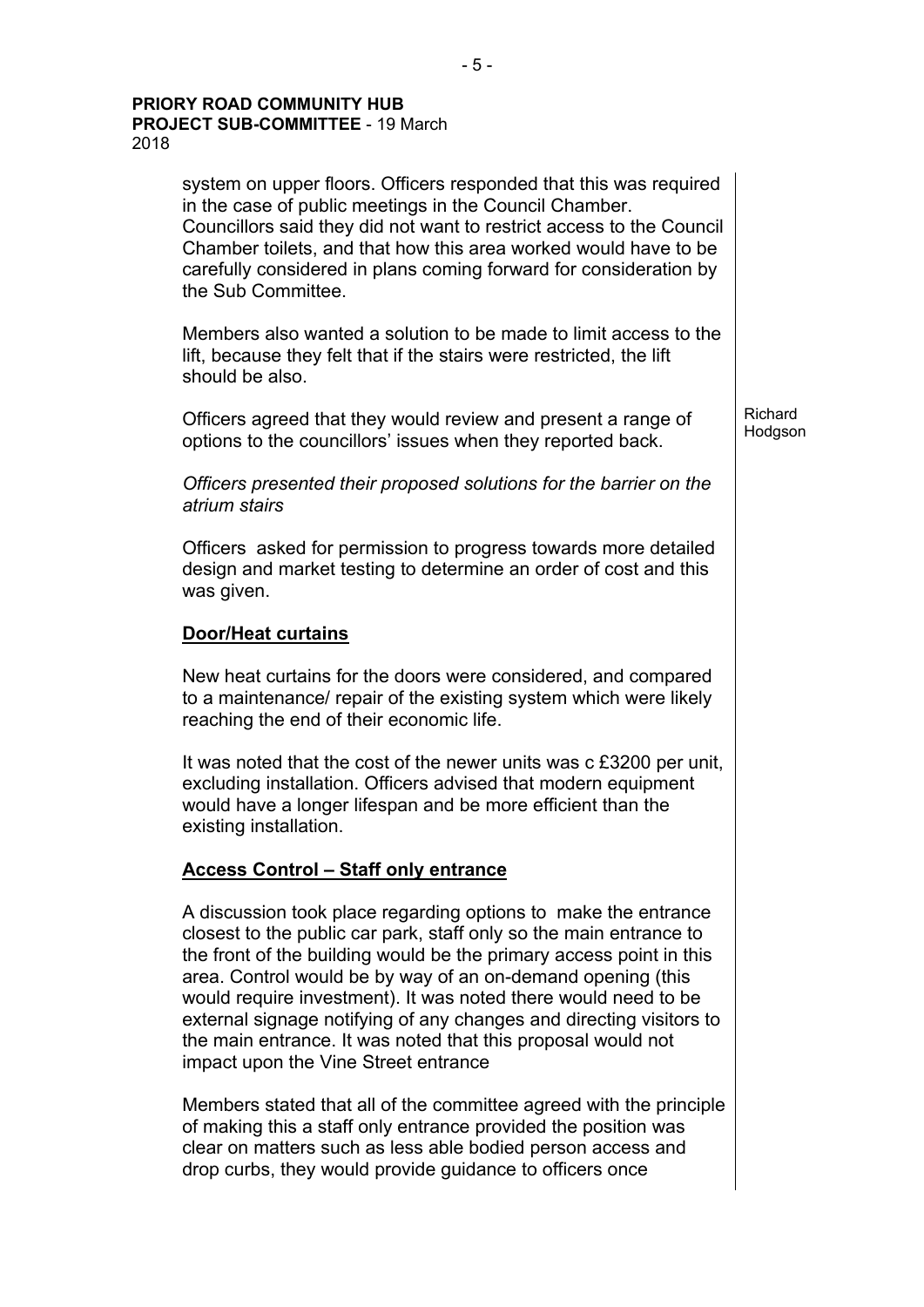system on upper floors. Officers responded that this was required in the case of public meetings in the Council Chamber. Councillors said they did not want to restrict access to the Council Chamber toilets, and that how this area worked would have to be carefully considered in plans coming forward for consideration by the Sub Committee.

Members also wanted a solution to be made to limit access to the lift, because they felt that if the stairs were restricted, the lift should be also.

Officers agreed that they would review and present a range of options to the councillors' issues when they reported back. — Richard Hodgson

*Officers presented their proposed solutions for the barrier on the atrium stairs*

Officers asked for permission to progress towards more detailed design and market testing to determine an order of cost and this was given.

**Door/Heat curtains**

New heat curtains for the doors were considered, and compared to a maintenance/ repair of the existing system which were likely reaching the end of their economic life.

It was noted that the cost of the newer units was c £3200 per unit, excluding installation. Officers advised that modern equipment would have a longer lifespan and be more efficient than the existing installation.

**Access Control – Staff only entrance**

A discussion took place regarding options to make the entrance closest to the public car park, staff only so the main entrance to the front of the building would be the primary access point in this area. Control would be by way of an on-demand opening (this would require investment). It was noted there would need to be external signage notifying of any changes and directing visitors to the main entrance. It was noted that this proposal would not impact upon the Vine Street entrance

Members stated that all of the committee agreed with the principle of making this a staff only entrance provided the position was clear on matters such as less able bodied person access and drop curbs, they would provide guidance to officers once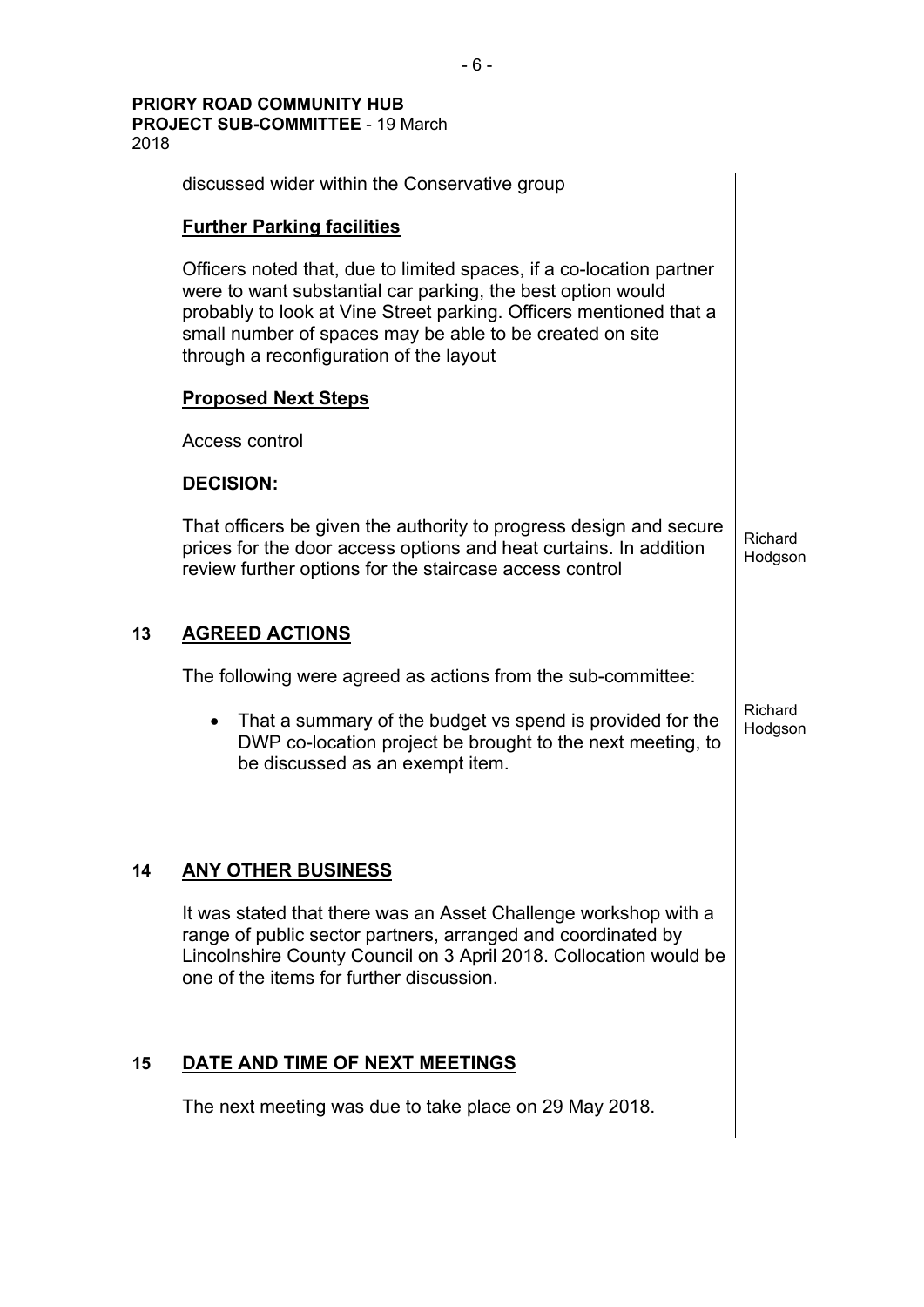discussed wider within the Conservative group

**Further Parking facilities**

Officers noted that, due to limited spaces, if a co-location partner were to want substantial car parking, the best option would probably to look at Vine Street parking. Officers mentioned that a small number of spaces may be able to be created on site through a reconfiguration of the layout

**Proposed Next Steps**

Access control

**DECISION:**

That officers be given the authority to progress design and secure prices for the door access options and heat curtains. In addition review further options for the staircase access control — Richard Hodgson

## 13 AGREED ACTIONS

The following were agreed as actions from the sub-committee:

- That a summary of the budget vs spend is provided for the DWP co-location project be brought to the next meeting, to be discussed as an exempt item. — Richard Hodgson

## 14 ANY OTHER BUSINESS

It was stated that there was an Asset Challenge workshop with a range of public sector partners, arranged and coordinated by Lincolnshire County Council on 3 April 2018. Collocation would be one of the items for further discussion.

## 15 DATE AND TIME OF NEXT MEETINGS

The next meeting was due to take place on 29 May 2018.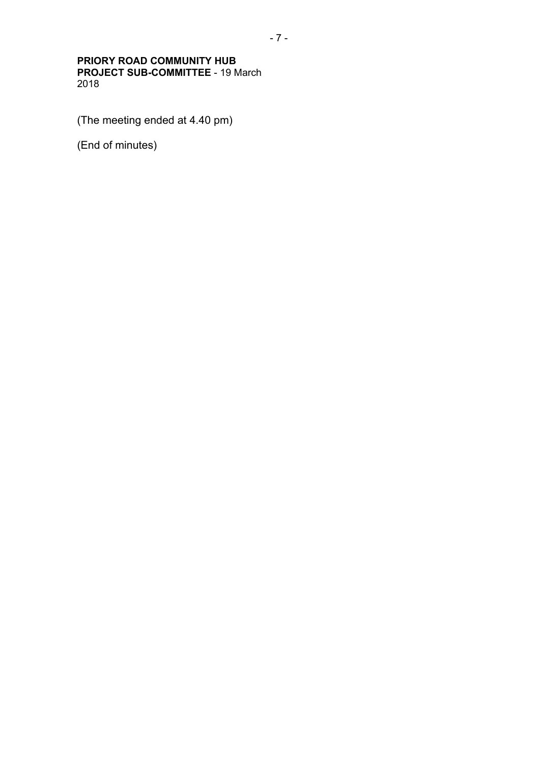(The meeting ended at 4.40 pm)

(End of minutes)